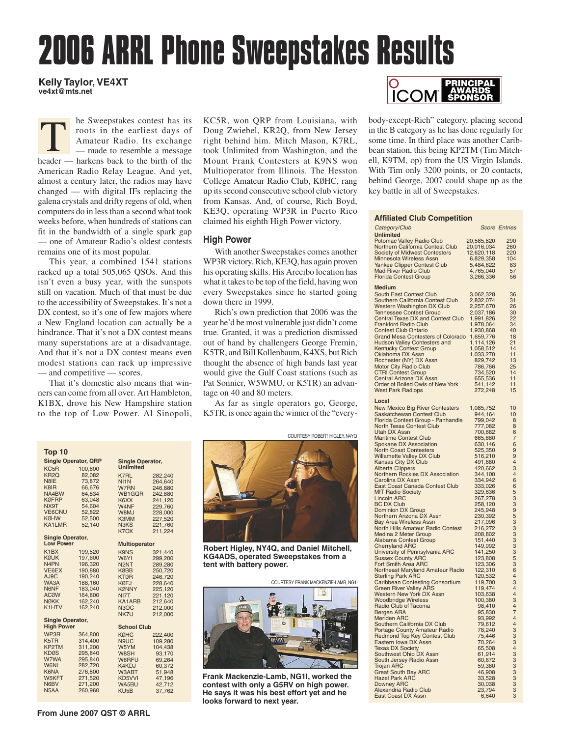# 2006 ARRL Phone Sweepstakes Results

**Kelly Taylor, VE4XT**
**ve4xt@mts.net**

The Sweepstakes contest has its roots in the earliest days of Amateur Radio. Its exchange — made to resemble a message header — harkens back to the birth of the American Radio Relay League. And yet, almost a century later, the radios may have changed — with digital IFs replacing the galena crystals and drifty regens of old, when computers do in less than a second what took weeks before, when hundreds of stations can fit in the bandwidth of a single spark gap — one of Amateur Radio's oldest contests remains one of its most popular.

This year, a combined 1541 stations racked up a total 505,065 QSOs. And this isn't even a busy year, with the sunspots still on vacation. Much of that must be due to the accessibility of Sweepstakes. It's not a DX contest, so it's one of few majors where a New England location can actually be a hindrance. That it's not a DX contest means many superstations are at a disadvantage. And that it's not a DX contest means even modest stations can rack up impressive — and competitive — scores.

That it's domestic also means that winners can come from all over. Art Hambleton, K1BX, drove his New Hampshire station to the top of Low Power. Al Sinopoli, KC5R, won QRP from Louisiana, with Doug Zwiebel, KR2Q, from New Jersey right behind him. Mitch Mason, K7RL, took Unlimited from Washington, and the Mount Frank Contesters at K9NS won Multioperator from Illinois. The Hesston College Amateur Radio Club, KØHC, rang up its second consecutive school club victory from Kansas. And, of course, Rich Boyd, KE3Q, operating WP3R in Puerto Rico claimed his eighth High Power victory.

## High Power

With another Sweepstakes comes another WP3R victory. Rich, KE3Q, has again proven his operating skills. His Arecibo location has what it takes to be top of the field, having won every Sweepstakes since he started going down there in 1999.

Rich's own prediction that 2006 was the year he'd be most vulnerable just didn't come true. Granted, it was a prediction dismissed out of hand by challengers George Fremin, K5TR, and Bill Kollenbaum, K4XS, but Rich thought the absence of high bands last year would give the Gulf Coast stations (such as Pat Sonnier, W5WMU, or K5TR) an advantage on 40 and 80 meters.

As far as single operators go, George, K5TR, is once again the winner of the "everybody-except-Rich" category, placing second in the B category as he has done regularly for some time. In third place was another Caribbean station, this being KP2TM (Tim Mitchell, K9TM, op) from the US Virgin Islands. With Tim only 3200 points, or 20 contacts, behind George, 2007 could shape up as the key battle in all of Sweepstakes.

### Top 10

**Single Operator, QRP**

| Call | Score |
|---|---|
| KC5R | 100,800 |
| KR2Q | 82,082 |
| N8IE | 73,872 |
| K8IR | 66,676 |
| NA4BW | 64,834 |
| KØFRP | 63,048 |
| NX9T | 54,604 |
| VE6CNU | 52,822 |
| KØHW | 52,500 |
| KA1LMR | 52,140 |

**Single Operator, Low Power**

| Call | Score |
|---|---|
| K1BX | 199,520 |
| KØUK | 197,600 |
| N4PN | 196,320 |
| VE6EX | 190,880 |
| AJ9C | 190,240 |
| WA3A | 188,160 |
| N6NF | 183,040 |
| ACØW | 164,800 |
| NØKK | 162,240 |
| K1HTV | 162,240 |

**Single Operator, High Power**

| Call | Score |
|---|---|
| WP3R | 364,800 |
| K5TR | 314,400 |
| KP2TM | 311,200 |
| KDØS | 295,840 |
| W7WA | 295,840 |
| W6NL | 282,720 |
| K6NA | 276,800 |
| W5KFT | 271,520 |
| N6BV | 271,200 |
| N5AA | 260,960 |

**Single Operator, Unlimited**

| Call | Score |
|---|---|
| K7RL | 282,240 |
| NI1N | 264,640 |
| W7RN | 246,880 |
| WB1GQR | 242,880 |
| K6XX | 241,120 |
| W4NF | 229,760 |
| W8MJ | 228,000 |
| K3MM | 227,520 |
| N3KS | 221,760 |
| K7OX | 211,224 |

**Multioperator**

| Call | Score |
|---|---|
| K9NS | 321,440 |
| W6YI | 299,200 |
| N2NT | 289,280 |
| K8BB | 250,720 |
| KTØR | 246,720 |
| KØFJ | 228,640 |
| K2NNY | 225,120 |
| NI7T | 221,120 |
| KA1ARB | 212,640 |
| N3OC | 212,000 |
| NK7U | 212,000 |

**School Club**

| Call | Score |
|---|---|
| KØHC | 222,400 |
| N9UC | 109,280 |
| W5YM | 104,438 |
| W8SH | 93,170 |
| W6RFU | 69,264 |
| K4KDJ | 60,372 |
| W3ABT | 51,948 |
| KD5VVI | 47,196 |
| WA5BU | 42,712 |
| KU5B | 37,762 |

COURTESY ROBERT HIGLEY, N4YQ

**Robert Higley, NY4Q, and Daniel Mitchell, KG4ADS, operated Sweepstakes from a tent with battery power.**

COURTESY FRANK MACKENZIE-LAMB, NG1I

**Frank Mackenzie-Lamb, NG1I, worked the contest with only a G5RV on high power. He says it was his best effort yet and he looks forward to next year.**

### Affiliated Club Competition

| Category/Club | Score | Entries |
|---|---|---|
| **Unlimited** | | |
| Potomac Valley Radio Club | 20,585,820 | 290 |
| Northern California Contest Club | 20,016,034 | 260 |
| Society of Midwest Contesters | 12,620,118 | 220 |
| Minnesota Wireless Assn | 6,829,358 | 104 |
| Yankee Clipper Contest Club | 5,484,622 | 83 |
| Mad River Radio Club | 4,765,040 | 57 |
| Florida Contest Group | 3,266,336 | 56 |
| **Medium** | | |
| South East Contest Club | 3,062,328 | 36 |
| Southern California Contest Club | 2,832,074 | 31 |
| Western Washington DX Club | 2,257,670 | 26 |
| Tennessee Contest Group | 2,037,186 | 30 |
| Central Texas DX and Contest Club | 1,991,826 | 22 |
| Frankford Radio Club | 1,978,064 | 34 |
| Contest Club Ontario | 1,930,868 | 40 |
| Grand Mesa Contesters of Colorado | 1,659,776 | 18 |
| Hudson Valley Contesters and | 1,114,126 | 21 |
| Kentucky Contest Group | 1,058,512 | 14 |
| Oklahoma DX Assn | 1,033,270 | 11 |
| Rochester (NY) DX Assn | 829,742 | 13 |
| Motor City Radio Club | 786,766 | 25 |
| CTRI Contest Group | 734,520 | 14 |
| Central Arizona DX Assn | 655,536 | 11 |
| Order of Boiled Owls of New York | 541,142 | 11 |
| West Park Radiops | 272,248 | 15 |
| **Local** | | |
| New Mexico Big River Contesters | 1,085,752 | 10 |
| Saskatchewan Contest Club | 944,164 | 10 |
| Florida Contest Group - Panhandle | 799,042 | 8 |
| North Texas Contest Club | 777,082 | 8 |
| Utah DX Assn | 700,682 | 6 |
| Maritime Contest Club | 665,680 | 7 |
| Spokane DX Association | 630,146 | 6 |
| North Coast Contesters | 525,350 | 9 |
| Willamette Valley DX Club | 516,210 | 9 |
| Kansas City DX Club | 491,680 | 4 |
| Alberta Clippers | 420,662 | 3 |
| Northern Rockies DX Association | 344,100 | 4 |
| Carolina DX Assn | 334,942 | 6 |
| East Coast Canada Contest Club | 333,026 | 6 |
| MIT Radio Society | 329,636 | 5 |
| Lincoln ARC | 267,278 | 3 |
| BC DX Club | 258,120 | 3 |
| Dominion DX Group | 245,948 | 9 |
| Northern Arizona DX Assn | 230,392 | 5 |
| Bay Area Wireless Assn | 217,096 | 3 |
| North Hills Amateur Radio Contest | 216,272 | 3 |
| Medina 2 Meter Group | 208,802 | 3 |
| Alabama Contest Group | 151,440 | 3 |
| Cherryland ARC | 149,992 | 3 |
| University of Pennsylvania ARC | 141,250 | 3 |
| Sussex County ARC | 123,808 | 5 |
| Fort Smith Area ARC | 123,306 | 3 |
| Northeast Maryland Amateur Radio | 122,310 | 6 |
| Sterling Park ARC | 120,532 | 4 |
| Caribbean Contesting Consortium | 119,700 | 3 |
| Green River Valley ARS | 119,474 | 4 |
| Western New York DX Assn | 103,638 | 4 |
| Woodbridge Wireless | 100,380 | 3 |
| Radio Club of Tacoma | 98,410 | 4 |
| Bergen ARA | 95,830 | 7 |
| Meriden ARC | 93,992 | 4 |
| Southern California DX Club | 79,612 | 4 |
| Portage County Amateur Radio | 78,240 | 3 |
| Redmond Top Key Contest Club | 75,446 | 3 |
| Eastern Iowa DX Assn | 70,264 | 3 |
| Texas DX Society | 65,508 | 4 |
| Southwest Ohio DX Assn | 61,914 | 3 |
| South Jersey Radio Assn | 60,672 | 3 |
| Trojan ARC | 59,380 | 3 |
| Great South Bay ARC | 46,908 | 3 |
| Hazel Park ARC | 33,528 | 3 |
| Downey ARC | 30,038 | 3 |
| Alexandria Radio Club | 23,794 | 3 |
| East Coast DX Assn | 6,640 | 3 |

From June 2007 QST © ARRL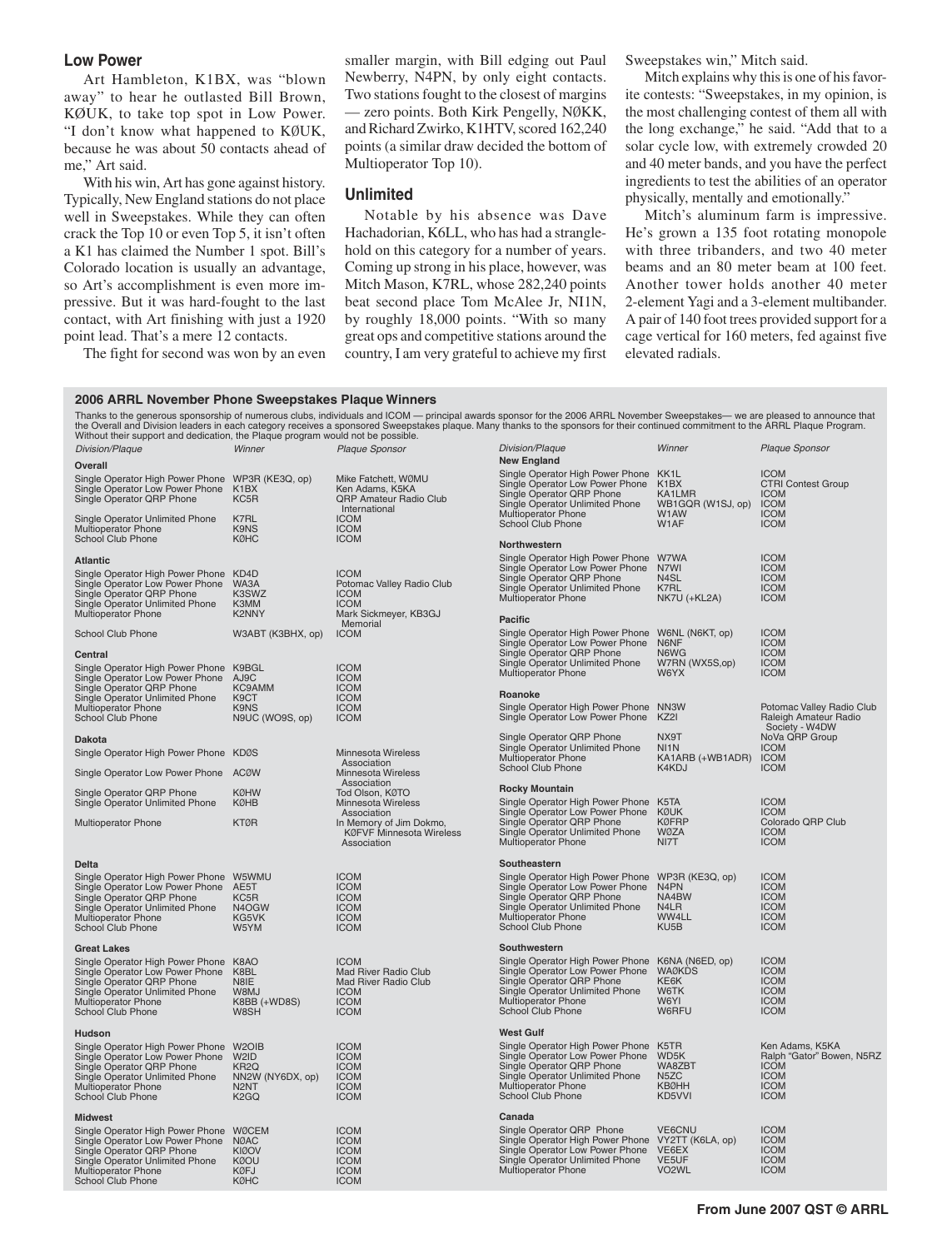### Low Power

Art Hambleton, K1BX, was "blown away" to hear he outlasted Bill Brown, KØUK, to take top spot in Low Power. "I don't know what happened to KØUK, because he was about 50 contacts ahead of me," Art said.

With his win, Art has gone against history. Typically, New England stations do not place well in Sweepstakes. While they can often crack the Top 10 or even Top 5, it isn't often a K1 has claimed the Number 1 spot. Bill's Colorado location is usually an advantage, so Art's accomplishment is even more impressive. But it was hard-fought to the last contact, with Art finishing with just a 1920 point lead. That's a mere 12 contacts.

The fight for second was won by an even smaller margin, with Bill edging out Paul Newberry, N4PN, by only eight contacts. Two stations fought to the closest of margins — zero points. Both Kirk Pengelly, NØKK, and Richard Zwirko, K1HTV, scored 162,240 points (a similar draw decided the bottom of Multioperator Top 10).

### Unlimited

Notable by his absence was Dave Hachadorian, K6LL, who has had a stranglehold on this category for a number of years. Coming up strong in his place, however, was Mitch Mason, K7RL, whose 282,240 points beat second place Tom McAlee Jr, NI1N, by roughly 18,000 points. "With so many great ops and competitive stations around the country, I am very grateful to achieve my first Sweepstakes win," Mitch said.

Mitch explains why this is one of his favorite contests: "Sweepstakes, in my opinion, is the most challenging contest of them all with the long exchange," he said. "Add that to a solar cycle low, with extremely crowded 20 and 40 meter bands, and you have the perfect ingredients to test the abilities of an operator physically, mentally and emotionally."

Mitch's aluminum farm is impressive. He's grown a 135 foot rotating monopole with three tribanders, and two 40 meter beams and an 80 meter beam at 100 feet. Another tower holds another 40 meter 2-element Yagi and a 3-element multibander. A pair of 140 foot trees provided support for a cage vertical for 160 meters, fed against five elevated radials.

### 2006 ARRL November Phone Sweepstakes Plaque Winners

Thanks to the generous sponsorship of numerous clubs, individuals and ICOM — principal awards sponsor for the 2006 ARRL November Sweepstakes— we are pleased to announce that the Overall and Division leaders in each category receives a sponsored Sweepstakes plaque. Many thanks to the sponsors for their continued commitment to the ARRL Plaque Program. Without their support and dedication, the Plaque program would not be possible.

| Division/Plaque | Winner | Plaque Sponsor |
|---|---|---|
| **Overall** | | |
| Single Operator High Power Phone | WP3R (KE3Q, op) | Mike Fatchett, WØMU |
| Single Operator Low Power Phone | K1BX | Ken Adams, K5KA |
| Single Operator QRP Phone | KC5R | QRP Amateur Radio Club International |
| Single Operator Unlimited Phone | K7RL | ICOM |
| Multioperator Phone | K9NS | ICOM |
| School Club Phone | KØHC | ICOM |
| **Atlantic** | | |
| Single Operator High Power Phone | KD4D | ICOM |
| Single Operator Low Power Phone | WA3A | Potomac Valley Radio Club |
| Single Operator QRP Phone | K3SWZ | ICOM |
| Single Operator Unlimited Phone | K3MM | ICOM |
| Multioperator Phone | K2NNY | Mark Sickmeyer, KB3GJ Memorial |
| School Club Phone | W3ABT (K3BHX, op) | ICOM |
| **Central** | | |
| Single Operator High Power Phone | K9BGL | ICOM |
| Single Operator Low Power Phone | AJ9C | ICOM |
| Single Operator QRP Phone | KC9AMM | ICOM |
| Single Operator Unlimited Phone | K9CT | ICOM |
| Multioperator Phone | K9NS | ICOM |
| School Club Phone | N9UC (WO9S, op) | ICOM |
| **Dakota** | | |
| Single Operator High Power Phone | KDØS | Minnesota Wireless Association |
| Single Operator Low Power Phone | ACØW | Minnesota Wireless Association |
| Single Operator QRP Phone | KØHW | Tod Olson, KØTO |
| Single Operator Unlimited Phone | KØHB | Minnesota Wireless Association |
| Multioperator Phone | KTØR | In Memory of Jim Dokmo, KØFVF Minnesota Wireless Association |
| **Delta** | | |
| Single Operator High Power Phone | W5WMU | ICOM |
| Single Operator Low Power Phone | AE5T | ICOM |
| Single Operator QRP Phone | KC5R | ICOM |
| Single Operator Unlimited Phone | N4OGW | ICOM |
| Multioperator Phone | KG5VK | ICOM |
| School Club Phone | W5YM | ICOM |
| **Great Lakes** | | |
| Single Operator High Power Phone | K8AO | ICOM |
| Single Operator Low Power Phone | K8BL | Mad River Radio Club |
| Single Operator QRP Phone | N8IE | Mad River Radio Club |
| Single Operator Unlimited Phone | W8MJ | ICOM |
| Multioperator Phone | K8BB (+WD8S) | ICOM |
| School Club Phone | W8SH | ICOM |
| **Hudson** | | |
| Single Operator High Power Phone | W2OIB | ICOM |
| Single Operator Low Power Phone | W2ID | ICOM |
| Single Operator QRP Phone | KR2Q | ICOM |
| Single Operator Unlimited Phone | NN2W (NY6DX, op) | ICOM |
| Multioperator Phone | N2NT | ICOM |
| School Club Phone | K2GQ | ICOM |
| **Midwest** | | |
| Single Operator High Power Phone | WØCEM | ICOM |
| Single Operator Low Power Phone | NØAC | ICOM |
| Single Operator QRP Phone | KIØOV | ICOM |
| Single Operator Unlimited Phone | KØOU | ICOM |
| Multioperator Phone | KØFJ | ICOM |
| School Club Phone | KØHC | ICOM |
| **New England** | | |
| Single Operator High Power Phone | KK1L | ICOM |
| Single Operator Low Power Phone | K1BX | CTRI Contest Group |
| Single Operator QRP Phone | KA1LMR | ICOM |
| Single Operator Unlimited Phone | WB1GQR (W1SJ, op) | ICOM |
| Multioperator Phone | W1AW | ICOM |
| School Club Phone | W1AF | ICOM |
| **Northwestern** | | |
| Single Operator High Power Phone | W7WA | ICOM |
| Single Operator Low Power Phone | N7WI | ICOM |
| Single Operator QRP Phone | N4SL | ICOM |
| Single Operator Unlimited Phone | K7RL | ICOM |
| Multioperator Phone | NK7U (+KL2A) | ICOM |
| **Pacific** | | |
| Single Operator High Power Phone | W6NL (N6KT, op) | ICOM |
| Single Operator Low Power Phone | N6NF | ICOM |
| Single Operator QRP Phone | N6WG | ICOM |
| Single Operator Unlimited Phone | W7RN (WX5S,op) | ICOM |
| Multioperator Phone | W6YX | ICOM |
| **Roanoke** | | |
| Single Operator High Power Phone | NN3W | Potomac Valley Radio Club |
| Single Operator Low Power Phone | KZ2I | Raleigh Amateur Radio Society - W4DW |
| Single Operator QRP Phone | NX9T | NoVa QRP Group |
| Single Operator Unlimited Phone | NI1N | ICOM |
| Multioperator Phone | KA1ARB (+WB1ADR) | ICOM |
| School Club Phone | K4KDJ | ICOM |
| **Rocky Mountain** | | |
| Single Operator High Power Phone | K5TA | ICOM |
| Single Operator Low Power Phone | KØUK | ICOM |
| Single Operator QRP Phone | KØFRP | Colorado QRP Club |
| Single Operator Unlimited Phone | WØZA | ICOM |
| Multioperator Phone | NI7T | ICOM |
| **Southeastern** | | |
| Single Operator High Power Phone | WP3R (KE3Q, op) | ICOM |
| Single Operator Low Power Phone | N4PN | ICOM |
| Single Operator QRP Phone | NA4BW | ICOM |
| Single Operator Unlimited Phone | N4LR | ICOM |
| Multioperator Phone | WW4LL | ICOM |
| School Club Phone | KU5B | ICOM |
| **Southwestern** | | |
| Single Operator High Power Phone | K6NA (N6ED, op) | ICOM |
| Single Operator Low Power Phone | WAØKDS | ICOM |
| Single Operator QRP Phone | KE6K | ICOM |
| Single Operator Unlimited Phone | W6TK | ICOM |
| Multioperator Phone | W6YI | ICOM |
| School Club Phone | W6RFU | ICOM |
| **West Gulf** | | |
| Single Operator High Power Phone | K5TR | Ken Adams, K5KA |
| Single Operator Low Power Phone | WD5K | Ralph "Gator" Bowen, N5RZ |
| Single Operator QRP Phone | WA8ZBT | ICOM |
| Single Operator Unlimited Phone | N5ZC | ICOM |
| Multioperator Phone | KBØHH | ICOM |
| School Club Phone | KD5VVI | ICOM |
| **Canada** | | |
| Single Operator QRP Phone | VE6CNU | ICOM |
| Single Operator High Power Phone | VY2TT (K6LA, op) | ICOM |
| Single Operator Low Power Phone | VE6EX | ICOM |
| Single Operator Unlimited Phone | VE5UF | ICOM |
| Multioperator Phone | VO2WL | ICOM |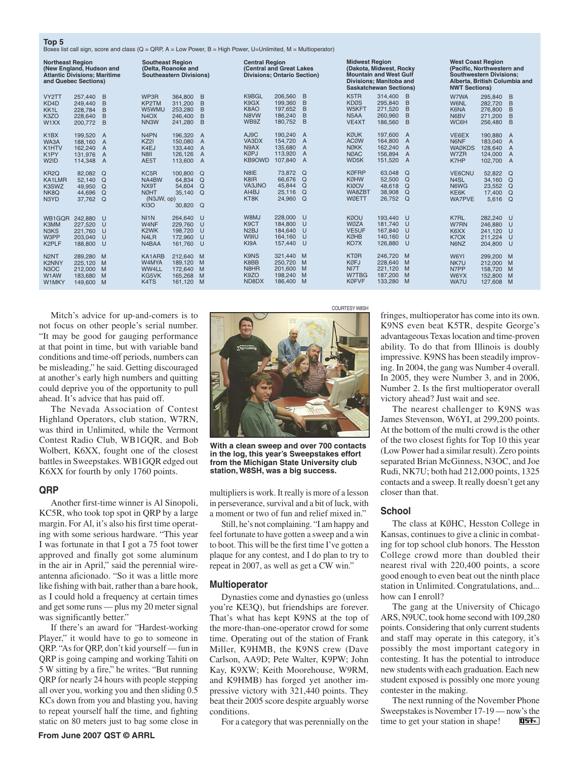**Top 5**

Boxes list call sign, score and class (Q = QRP, A = Low Power, B = High Power, U=Unlimited, M = Multioperator)

| Northeast Region (New England, Hudson and Atlantic Divisions; Maritime and Quebec Sections) | | | Southeast Region (Delta, Roanoke and Southeastern Divisions) | | | Central Region (Central and Great Lakes Divisions; Ontario Section) | | | Midwest Region (Dakota, Midwest, Rocky Mountain and West Gulf Divisions; Manitoba and Saskatchewan Sections) | | | West Coast Region (Pacific, Northwestern and Southwestern Divisions; Alberta, British Columbia and NWT Sections) | | |
|---|---|---|---|---|---|---|---|---|---|---|---|---|---|---|
| VY2TT | 257,440 | B | WP3R | 364,800 | B | K9BGL | 206,560 | B | K5TR | 314,400 | B | W7WA | 295,840 | B |
| KD4D | 249,440 | B | KP2TM | 311,200 | B | K9GX | 199,360 | B | KDØS | 295,840 | B | W6NL | 282,720 | B |
| KK1L | 228,784 | B | W5WMU | 253,280 | B | K8AO | 197,652 | B | W5KFT | 271,520 | B | K6NA | 276,800 | B |
| K3ZO | 228,640 | B | N4OX | 246,400 | B | N8VW | 186,240 | B | N5AA | 260,960 | B | N6BV | 271,200 | B |
| W1XX | 200,772 | B | NN3W | 241,280 | B | WB9Z | 180,752 | B | VE4XT | 186,560 | B | WC6H | 256,480 | B |
| K1BX | 199,520 | A | N4PN | 196,320 | A | AJ9C | 190,240 | A | KØUK | 197,600 | A | VE6EX | 190,880 | A |
| WA3A | 188,160 | A | KZ2I | 150,080 | A | VA3DX | 154,720 | A | ACØW | 164,800 | A | N6NF | 183,040 | A |
| K1HTV | 162,240 | A | K4EJ | 133,440 | A | N9AX | 135,680 | A | NØKK | 162,240 | A | WAØKDS | 128,640 | A |
| K1PY | 131,976 | A | N8II | 126,126 | A | KØPJ | 113,920 | A | NØAC | 156,894 | A | W7ZR | 124,000 | A |
| W2ID | 114,348 | A | AE5T | 113,600 | A | KB9OWD | 107,840 | A | WD5K | 151,520 | A | K7HP | 102,700 | A |
| KR2Q | 82,082 | Q | KC5R | 100,800 | Q | N8IE | 73,872 | Q | KØFRP | 63,048 | Q | VE6CNU | 52,822 | Q |
| KA1LMR | 52,140 | Q | NA4BW | 64,834 | Q | K8IR | 66,676 | Q | KØHW | 52,500 | Q | N4SL | 34,160 | Q |
| K3SWZ | 49,950 | Q | NX9T | 54,604 | Q | VA3JNO | 45,844 | Q | KIØOV | 48,618 | Q | N6WG | 23,552 | Q |
| NK8Q | 44,696 | Q | NØHT (N3JW, op) | 35,140 | Q | AI4BJ | 25,116 | Q | WA8ZBT | 38,908 | Q | KE6K | 17,400 | Q |
| N3YD | 37,762 | Q | KI3O | 30,820 | Q | KT8K | 24,960 | Q | WØETT | 26,752 | Q | WA7PVE | 5,616 | Q |
| WB1GQR | 242,880 | U | NI1N | 264,640 | U | W8MJ | 228,000 | U | KØOU | 193,440 | U | K7RL | 282,240 | U |
| K3MM | 227,520 | U | W4NF | 229,760 | U | K9CT | 184,800 | U | WØZA | 181,740 | U | W7RN | 246,880 | U |
| N3KS | 221,760 | U | K2WK | 198,720 | U | N2BJ | 184,640 | U | VE5UF | 167,840 | U | K6XX | 241,120 | U |
| W3PP | 203,040 | U | N4LR | 172,960 | U | W9IU | 164,160 | U | KØHB | 140,160 | U | K7OX | 211,224 | U |
| K2PLF | 188,800 | U | N4BAA | 161,760 | U | KI9A | 157,440 | U | KO7X | 126,880 | U | N6NZ | 204,800 | U |
| N2NT | 289,280 | M | KA1ARB | 212,640 | M | K9NS | 321,440 | M | KTØR | 246,720 | M | W6YI | 299,200 | M |
| K2NNY | 225,120 | M | W4MYA | 189,120 | M | K8BB | 250,720 | M | KØFJ | 228,640 | M | NK7U | 212,000 | M |
| N3OC | 212,000 | M | WW4LL | 172,640 | M | N8HR | 201,600 | M | NI7T | 221,120 | M | N7PP | 158,720 | M |
| W1AW | 183,680 | M | KG5VK | 165,268 | M | K9ZO | 198,240 | M | W7TBG | 187,200 | M | W6YX | 152,800 | M |
| W1MKY | 149,600 | M | K4TS | 161,120 | M | ND8DX | 186,400 | M | KØFVF | 133,280 | M | WA7U | 127,608 | M |

Mitch's advice for up-and-comers is to not focus on other people's serial number. "It may be good for gauging performance at that point in time, but with variable band conditions and time-off periods, numbers can be misleading," he said. Getting discouraged at another's early high numbers and quitting could deprive you of the opportunity to pull ahead. It's advice that has paid off.

The Nevada Association of Contest Highland Operators, club station, W7RN, was third in Unlimited, while the Vermont Contest Radio Club, WB1GQR, and Bob Wolbert, K6XX, fought one of the closest battles in Sweepstakes. WB1GQR edged out K6XX for fourth by only 1760 points.

### QRP

Another first-time winner is Al Sinopoli, KC5R, who took top spot in QRP by a large margin. For Al, it's also his first time operating with some serious hardware. "This year I was fortunate in that I got a 75 foot tower approved and finally got some aluminum in the air in April," said the perennial wire-antenna aficionado. "So it was a little more like fishing with bait, rather than a bare hook, as I could hold a frequency at certain times and get some runs — plus my 20 meter signal was significantly better."

If there's an award for "Hardest-working Player," it would have to go to someone in QRP. "As for QRP, don't kid yourself — fun in QRP is going camping and working Tahiti on 5 W sitting by a fire," he writes. "But running QRP for nearly 24 hours with people stepping all over you, working you and then sliding 0.5 KCs down from you and blasting you, having to repeat yourself half the time, and fighting static on 80 meters just to bag some close in multipliers is work. It really is more of a lesson in perseverance, survival and a bit of luck, with a moment or two of fun and relief mixed in."

COURTESY W8SH

**With a clean sweep and over 700 contacts in the log, this year's Sweepstakes effort from the Michigan State University club station, W8SH, was a big success.**

Still, he's not complaining. "I am happy and feel fortunate to have gotten a sweep and a win to boot. This will be the first time I've gotten a plaque for any contest, and I do plan to try to repeat in 2007, as well as get a CW win."

### Multioperator

Dynasties come and dynasties go (unless you're KE3Q), but friendships are forever. That's what has kept K9NS at the top of the more-than-one-operator crowd for some time. Operating out of the station of Frank Miller, K9HMB, the K9NS crew (Dave Carlson, AA9D; Pete Walter, K9PW; John Kay, K9XW; Keith Moorehouse, W9RM, and K9HMB) has forged yet another impressive victory with 321,440 points. They beat their 2005 score despite arguably worse conditions.

For a category that was perennially on the fringes, multioperator has come into its own. K9NS even beat K5TR, despite George's advantageous Texas location and time-proven ability. To do that from Illinois is doubly impressive. K9NS has been steadily improving. In 2004, the gang was Number 4 overall. In 2005, they were Number 3, and in 2006, Number 2. Is the first multioperator overall victory ahead? Just wait and see.

The nearest challenger to K9NS was James Stevenson, W6YI, at 299,200 points. At the bottom of the multi crowd is the other of the two closest fights for Top 10 this year (Low Power had a similar result). Zero points separated Brian McGinness, N3OC, and Joe Rudi, NK7U; both had 212,000 points, 1325 contacts and a sweep. It really doesn't get any closer than that.

### School

The class at KØHC, Hesston College in Kansas, continues to give a clinic in combating for top school club honors. The Hesston College crowd more than doubled their nearest rival with 220,400 points, a score good enough to even beat out the ninth place station in Unlimited. Congratulations, and... how can I enroll?

The gang at the University of Chicago ARS, N9UC, took home second with 109,280 points. Considering that only current students and staff may operate in this category, it's possibly the most important category in contesting. It has the potential to introduce new students with each graduation. Each new student exposed is possibly one more young contester in the making.

The next running of the November Phone Sweepstakes is November 17-19 — now's the time to get your station in shape!

From June 2007 QST © ARRL